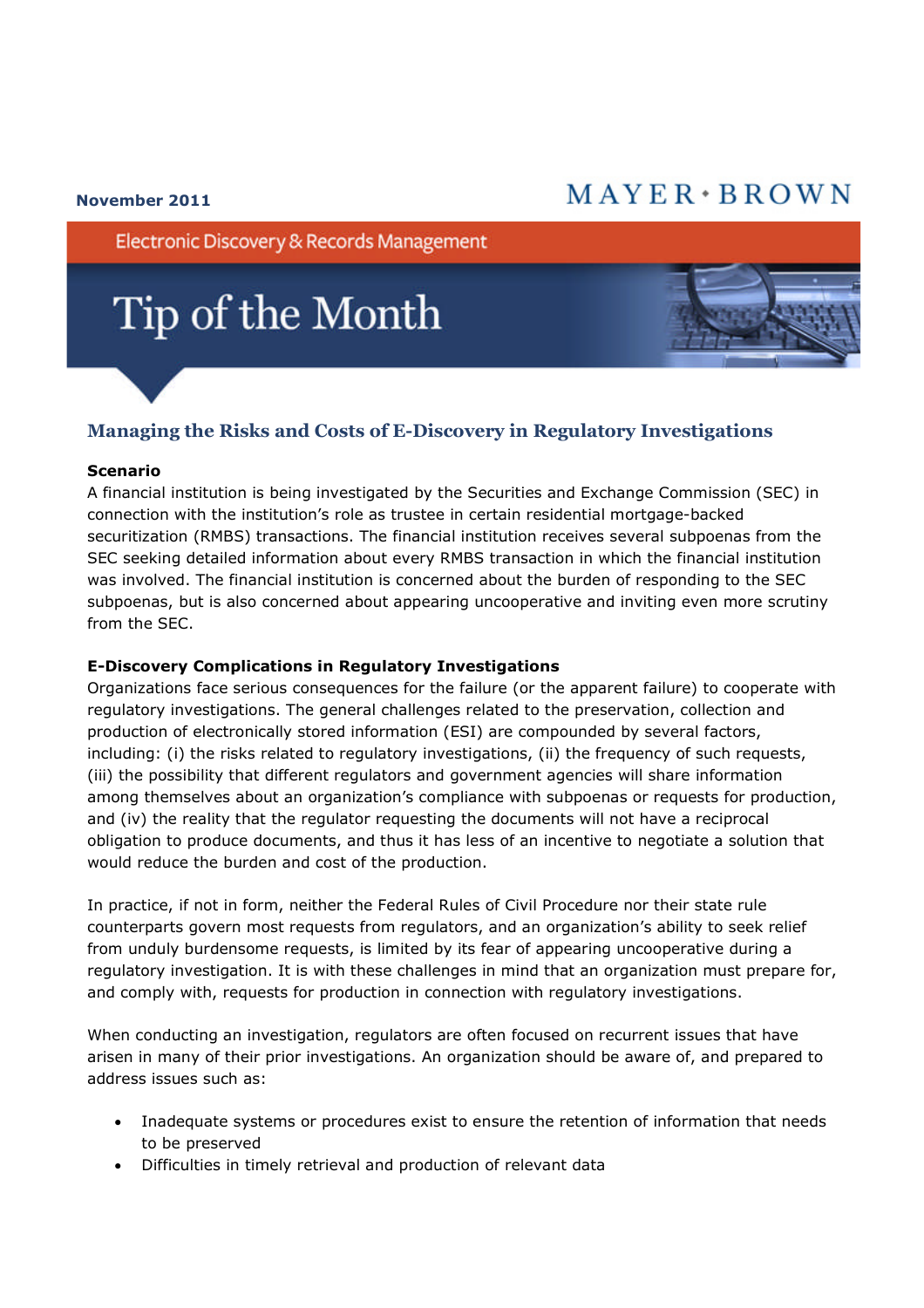November 2011

MAYER • BROWN

Electronic Discovery & Records Management

# Tip of the Month

## Managing the Risks and Costs of E-Discovery in Regulatory Investigations

**Scenario**

A financial institution is being investigated by the Securities and Exchange Commission (SEC) in connection with the institution's role as trustee in certain residential mortgage-backed securitization (RMBS) transactions. The financial institution receives several subpoenas from the SEC seeking detailed information about every RMBS transaction in which the financial institution was involved. The financial institution is concerned about the burden of responding to the SEC subpoenas, but is also concerned about appearing uncooperative and inviting even more scrutiny from the SEC.

**E-Discovery Complications in Regulatory Investigations**

Organizations face serious consequences for the failure (or the apparent failure) to cooperate with regulatory investigations. The general challenges related to the preservation, collection and production of electronically stored information (ESI) are compounded by several factors, including: (i) the risks related to regulatory investigations, (ii) the frequency of such requests, (iii) the possibility that different regulators and government agencies will share information among themselves about an organization's compliance with subpoenas or requests for production, and (iv) the reality that the regulator requesting the documents will not have a reciprocal obligation to produce documents, and thus it has less of an incentive to negotiate a solution that would reduce the burden and cost of the production.

In practice, if not in form, neither the Federal Rules of Civil Procedure nor their state rule counterparts govern most requests from regulators, and an organization's ability to seek relief from unduly burdensome requests, is limited by its fear of appearing uncooperative during a regulatory investigation. It is with these challenges in mind that an organization must prepare for, and comply with, requests for production in connection with regulatory investigations.

When conducting an investigation, regulators are often focused on recurrent issues that have arisen in many of their prior investigations. An organization should be aware of, and prepared to address issues such as:

- Inadequate systems or procedures exist to ensure the retention of information that needs to be preserved
- Difficulties in timely retrieval and production of relevant data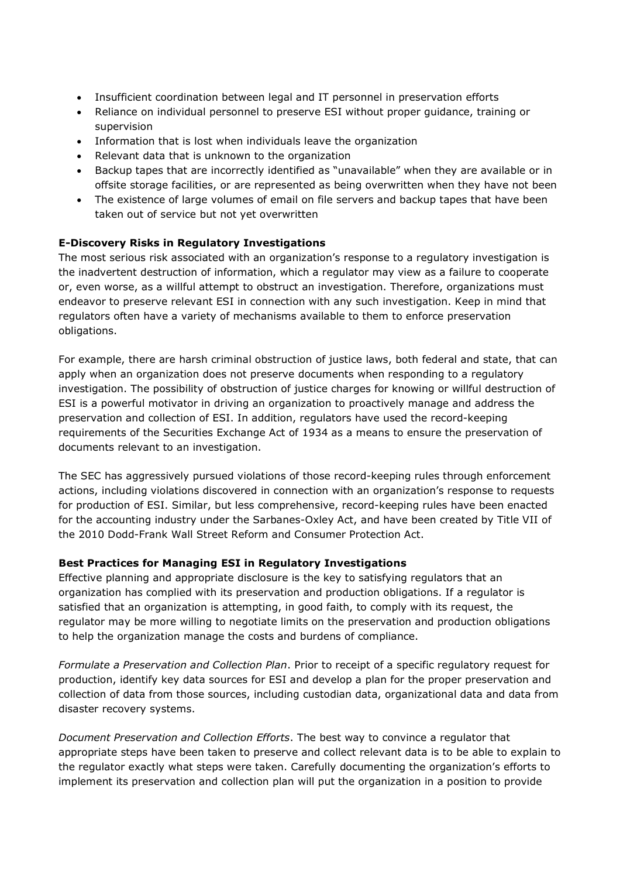- Insufficient coordination between legal and IT personnel in preservation efforts
- Reliance on individual personnel to preserve ESI without proper guidance, training or supervision
- Information that is lost when individuals leave the organization
- Relevant data that is unknown to the organization
- Backup tapes that are incorrectly identified as "unavailable" when they are available or in offsite storage facilities, or are represented as being overwritten when they have not been
- The existence of large volumes of email on file servers and backup tapes that have been taken out of service but not yet overwritten

**E-Discovery Risks in Regulatory Investigations**

The most serious risk associated with an organization's response to a regulatory investigation is the inadvertent destruction of information, which a regulator may view as a failure to cooperate or, even worse, as a willful attempt to obstruct an investigation. Therefore, organizations must endeavor to preserve relevant ESI in connection with any such investigation. Keep in mind that regulators often have a variety of mechanisms available to them to enforce preservation obligations.

For example, there are harsh criminal obstruction of justice laws, both federal and state, that can apply when an organization does not preserve documents when responding to a regulatory investigation. The possibility of obstruction of justice charges for knowing or willful destruction of ESI is a powerful motivator in driving an organization to proactively manage and address the preservation and collection of ESI. In addition, regulators have used the record-keeping requirements of the Securities Exchange Act of 1934 as a means to ensure the preservation of documents relevant to an investigation.

The SEC has aggressively pursued violations of those record-keeping rules through enforcement actions, including violations discovered in connection with an organization's response to requests for production of ESI. Similar, but less comprehensive, record-keeping rules have been enacted for the accounting industry under the Sarbanes-Oxley Act, and have been created by Title VII of the 2010 Dodd-Frank Wall Street Reform and Consumer Protection Act.

**Best Practices for Managing ESI in Regulatory Investigations**

Effective planning and appropriate disclosure is the key to satisfying regulators that an organization has complied with its preservation and production obligations. If a regulator is satisfied that an organization is attempting, in good faith, to comply with its request, the regulator may be more willing to negotiate limits on the preservation and production obligations to help the organization manage the costs and burdens of compliance.

*Formulate a Preservation and Collection Plan*. Prior to receipt of a specific regulatory request for production, identify key data sources for ESI and develop a plan for the proper preservation and collection of data from those sources, including custodian data, organizational data and data from disaster recovery systems.

*Document Preservation and Collection Efforts*. The best way to convince a regulator that appropriate steps have been taken to preserve and collect relevant data is to be able to explain to the regulator exactly what steps were taken. Carefully documenting the organization's efforts to implement its preservation and collection plan will put the organization in a position to provide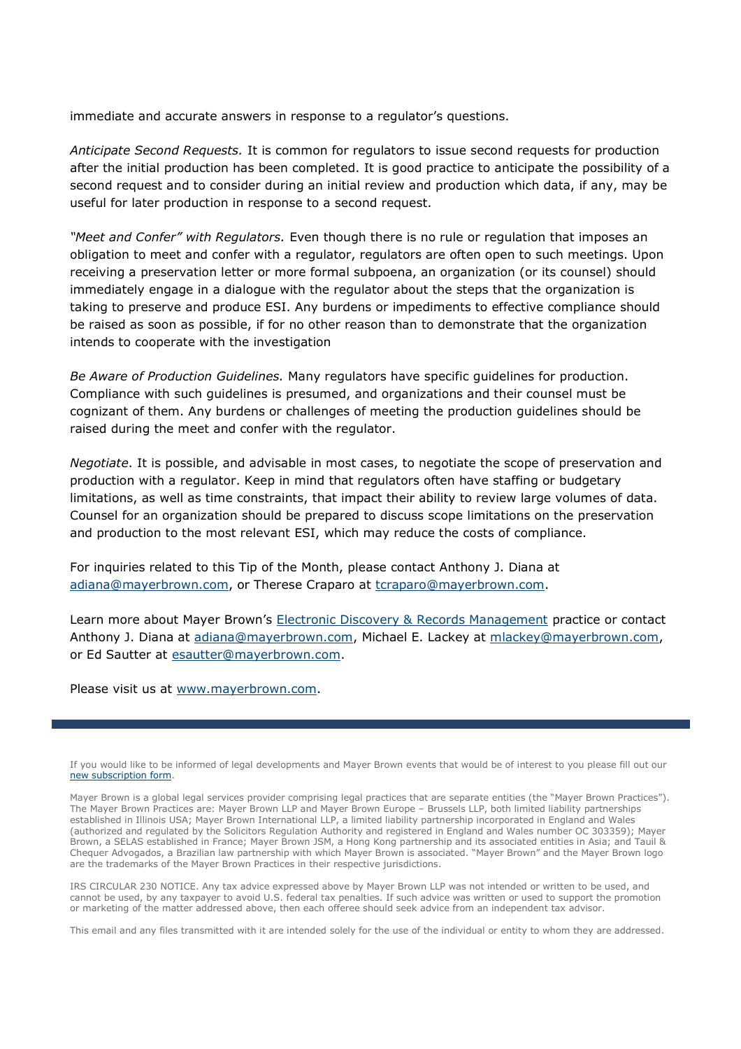immediate and accurate answers in response to a regulator's questions.

*Anticipate Second Requests.* It is common for regulators to issue second requests for production after the initial production has been completed. It is good practice to anticipate the possibility of a second request and to consider during an initial review and production which data, if any, may be useful for later production in response to a second request.

*"Meet and Confer" with Regulators.* Even though there is no rule or regulation that imposes an obligation to meet and confer with a regulator, regulators are often open to such meetings. Upon receiving a preservation letter or more formal subpoena, an organization (or its counsel) should immediately engage in a dialogue with the regulator about the steps that the organization is taking to preserve and produce ESI. Any burdens or impediments to effective compliance should be raised as soon as possible, if for no other reason than to demonstrate that the organization intends to cooperate with the investigation

*Be Aware of Production Guidelines.* Many regulators have specific guidelines for production. Compliance with such guidelines is presumed, and organizations and their counsel must be cognizant of them. Any burdens or challenges of meeting the production guidelines should be raised during the meet and confer with the regulator.

*Negotiate*. It is possible, and advisable in most cases, to negotiate the scope of preservation and production with a regulator. Keep in mind that regulators often have staffing or budgetary limitations, as well as time constraints, that impact their ability to review large volumes of data. Counsel for an organization should be prepared to discuss scope limitations on the preservation and production to the most relevant ESI, which may reduce the costs of compliance.

For inquiries related to this Tip of the Month, please contact Anthony J. Diana at adiana@mayerbrown.com, or Therese Craparo at tcraparo@mayerbrown.com.

Learn more about Mayer Brown's Electronic Discovery & Records Management practice or contact Anthony J. Diana at adiana@mayerbrown.com, Michael E. Lackey at mlackey@mayerbrown.com, or Ed Sautter at esautter@mayerbrown.com.

Please visit us at www.mayerbrown.com.

---

If you would like to be informed of legal developments and Mayer Brown events that would be of interest to you please fill out our new subscription form.

Mayer Brown is a global legal services provider comprising legal practices that are separate entities (the "Mayer Brown Practices"). The Mayer Brown Practices are: Mayer Brown LLP and Mayer Brown Europe – Brussels LLP, both limited liability partnerships established in Illinois USA; Mayer Brown International LLP, a limited liability partnership incorporated in England and Wales (authorized and regulated by the Solicitors Regulation Authority and registered in England and Wales number OC 303359); Mayer Brown, a SELAS established in France; Mayer Brown JSM, a Hong Kong partnership and its associated entities in Asia; and Tauil & Chequer Advogados, a Brazilian law partnership with which Mayer Brown is associated. "Mayer Brown" and the Mayer Brown logo are the trademarks of the Mayer Brown Practices in their respective jurisdictions.

IRS CIRCULAR 230 NOTICE. Any tax advice expressed above by Mayer Brown LLP was not intended or written to be used, and cannot be used, by any taxpayer to avoid U.S. federal tax penalties. If such advice was written or used to support the promotion or marketing of the matter addressed above, then each offeree should seek advice from an independent tax advisor.

This email and any files transmitted with it are intended solely for the use of the individual or entity to whom they are addressed.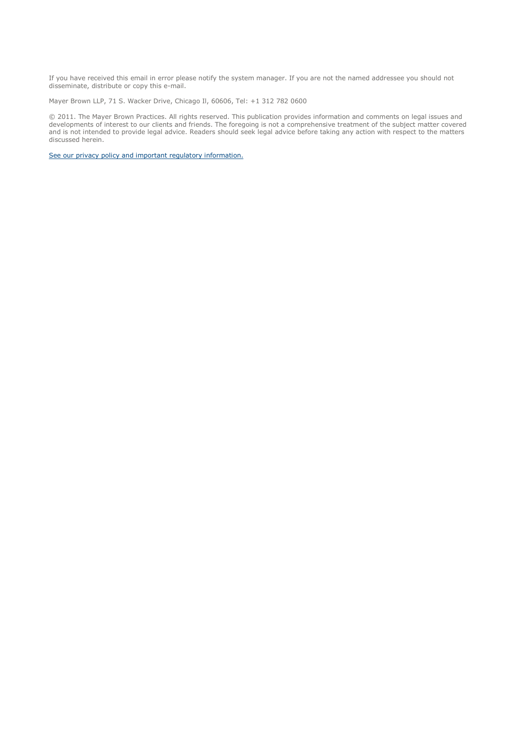If you have received this email in error please notify the system manager. If you are not the named addressee you should not disseminate, distribute or copy this e-mail.

Mayer Brown LLP, 71 S. Wacker Drive, Chicago Il, 60606, Tel: +1 312 782 0600

© 2011. The Mayer Brown Practices. All rights reserved. This publication provides information and comments on legal issues and developments of interest to our clients and friends. The foregoing is not a comprehensive treatment of the subject matter covered and is not intended to provide legal advice. Readers should seek legal advice before taking any action with respect to the matters discussed herein.

See our privacy policy and important regulatory information.